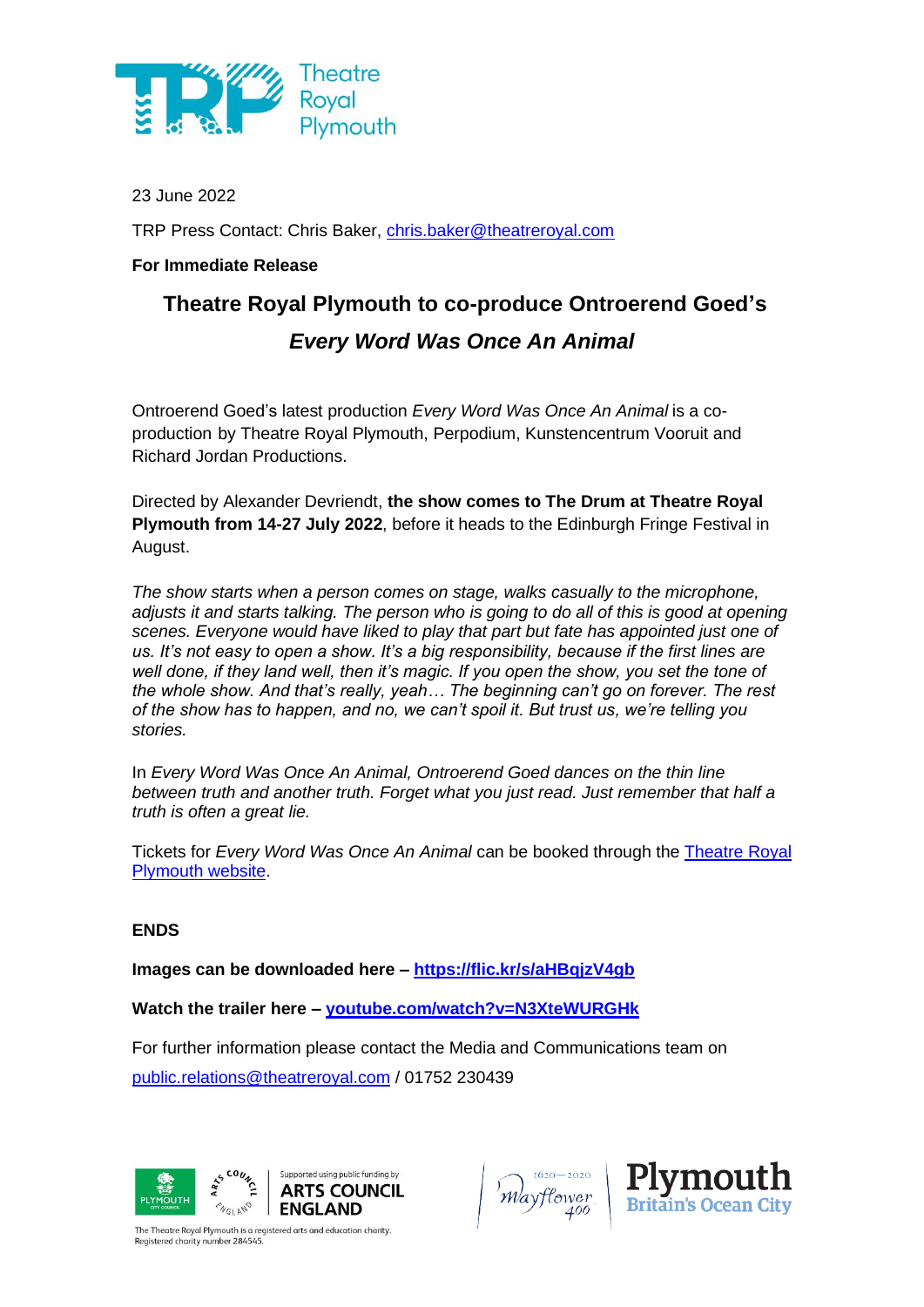23 June 2022

TRP Press Contact: Chris Baker, chris.baker@theatreroyal.com

**For Immediate Release**

# Theatre Royal Plymouth to co-produce Ontroerend Goed's *Every Word Was Once An Animal*

Ontroerend Goed's latest production *Every Word Was Once An Animal* is a co-production by Theatre Royal Plymouth, Perpodium, Kunstencentrum Vooruit and Richard Jordan Productions.

Directed by Alexander Devriendt, **the show comes to The Drum at Theatre Royal Plymouth from 14-27 July 2022**, before it heads to the Edinburgh Fringe Festival in August.

*The show starts when a person comes on stage, walks casually to the microphone, adjusts it and starts talking. The person who is going to do all of this is good at opening scenes. Everyone would have liked to play that part but fate has appointed just one of us. It's not easy to open a show. It's a big responsibility, because if the first lines are well done, if they land well, then it's magic. If you open the show, you set the tone of the whole show. And that's really, yeah… The beginning can't go on forever. The rest of the show has to happen, and no, we can't spoil it. But trust us, we're telling you stories.*

*In Every Word Was Once An Animal, Ontroerend Goed dances on the thin line between truth and another truth. Forget what you just read. Just remember that half a truth is often a great lie.*

Tickets for *Every Word Was Once An Animal* can be booked through the Theatre Royal Plymouth website.

**ENDS**

**Images can be downloaded here – https://flic.kr/s/aHBqjzV4gb**

**Watch the trailer here – youtube.com/watch?v=N3XteWURGHk**

For further information please contact the Media and Communications team on public.relations@theatreroyal.com / 01752 230439

Supported using public funding by ARTS COUNCIL ENGLAND

The Theatre Royal Plymouth is a registered arts and education charity. Registered charity number 284545.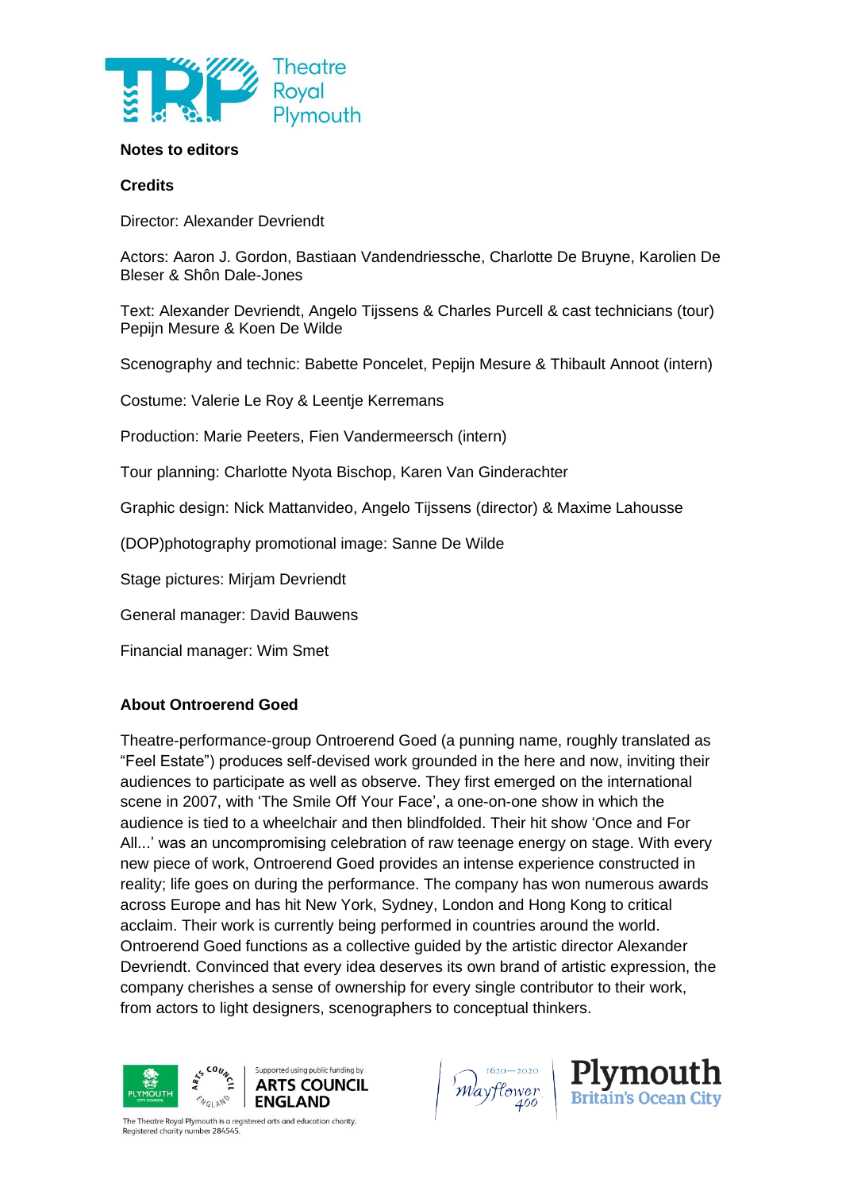**Notes to editors**

**Credits**

Director: Alexander Devriendt

Actors: Aaron J. Gordon, Bastiaan Vandendriessche, Charlotte De Bruyne, Karolien De Bleser & Shôn Dale-Jones

Text: Alexander Devriendt, Angelo Tijssens & Charles Purcell & cast technicians (tour) Pepijn Mesure & Koen De Wilde

Scenography and technic: Babette Poncelet, Pepijn Mesure & Thibault Annoot (intern)

Costume: Valerie Le Roy & Leentje Kerremans

Production: Marie Peeters, Fien Vandermeersch (intern)

Tour planning: Charlotte Nyota Bischop, Karen Van Ginderachter

Graphic design: Nick Mattanvideo, Angelo Tijssens (director) & Maxime Lahousse

(DOP)photography promotional image: Sanne De Wilde

Stage pictures: Mirjam Devriendt

General manager: David Bauwens

Financial manager: Wim Smet

**About Ontroerend Goed**

Theatre-performance-group Ontroerend Goed (a punning name, roughly translated as "Feel Estate") produces self-devised work grounded in the here and now, inviting their audiences to participate as well as observe. They first emerged on the international scene in 2007, with 'The Smile Off Your Face', a one-on-one show in which the audience is tied to a wheelchair and then blindfolded. Their hit show 'Once and For All...' was an uncompromising celebration of raw teenage energy on stage. With every new piece of work, Ontroerend Goed provides an intense experience constructed in reality; life goes on during the performance. The company has won numerous awards across Europe and has hit New York, Sydney, London and Hong Kong to critical acclaim. Their work is currently being performed in countries around the world. Ontroerend Goed functions as a collective guided by the artistic director Alexander Devriendt. Convinced that every idea deserves its own brand of artistic expression, the company cherishes a sense of ownership for every single contributor to their work, from actors to light designers, scenographers to conceptual thinkers.

The Theatre Royal Plymouth is a registered arts and education charity. Registered charity number 284545.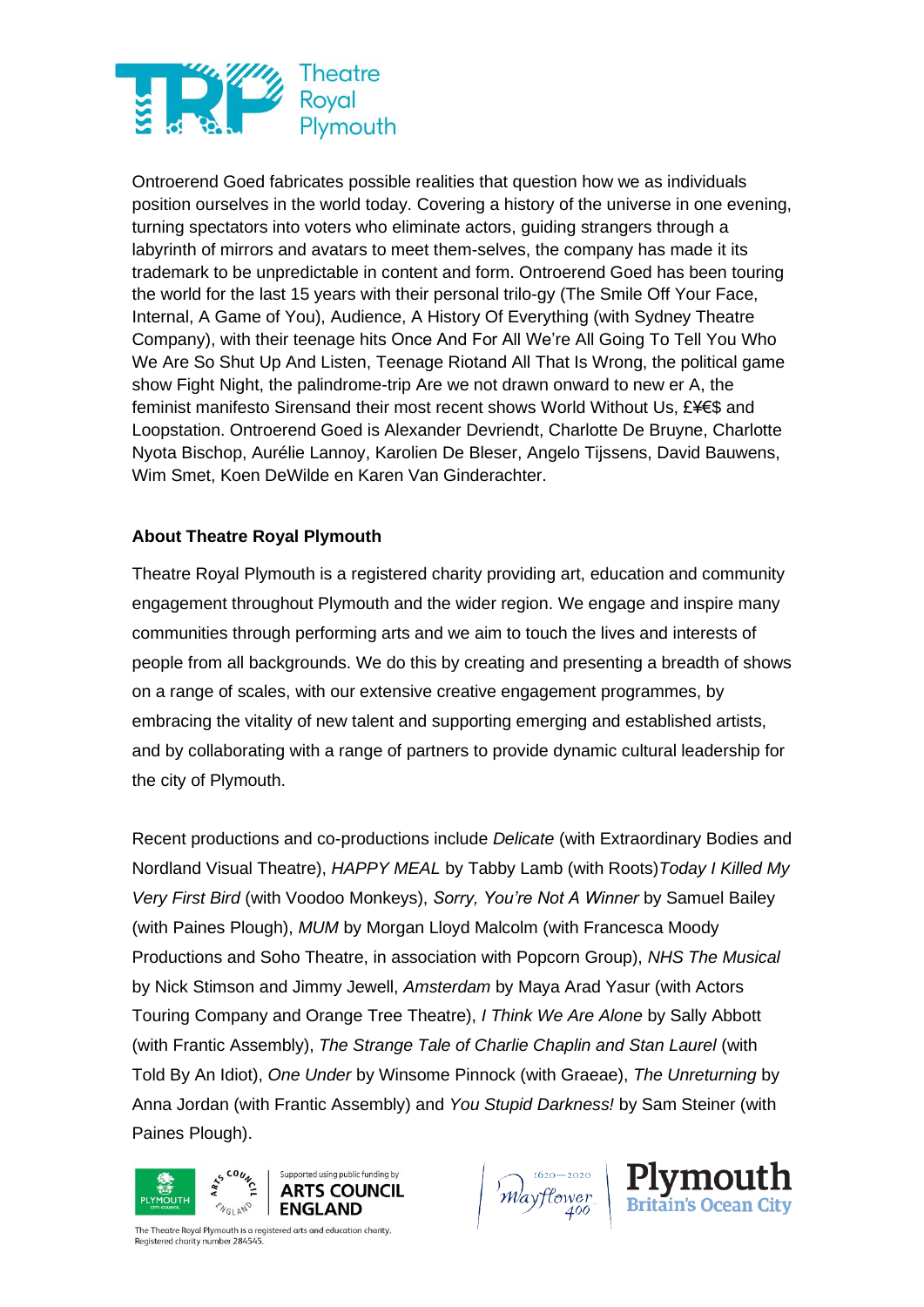Ontroerend Goed fabricates possible realities that question how we as individuals position ourselves in the world today. Covering a history of the universe in one evening, turning spectators into voters who eliminate actors, guiding strangers through a labyrinth of mirrors and avatars to meet them-selves, the company has made it its trademark to be unpredictable in content and form. Ontroerend Goed has been touring the world for the last 15 years with their personal trilo-gy (The Smile Off Your Face, Internal, A Game of You), Audience, A History Of Everything (with Sydney Theatre Company), with their teenage hits Once And For All We're All Going To Tell You Who We Are So Shut Up And Listen, Teenage Riotand All That Is Wrong, the political game show Fight Night, the palindrome-trip Are we not drawn onward to new er A, the feminist manifesto Sirensand their most recent shows World Without Us, £¥€$ and Loopstation. Ontroerend Goed is Alexander Devriendt, Charlotte De Bruyne, Charlotte Nyota Bischop, Aurélie Lannoy, Karolien De Bleser, Angelo Tijssens, David Bauwens, Wim Smet, Koen DeWilde en Karen Van Ginderachter.

**About Theatre Royal Plymouth**

Theatre Royal Plymouth is a registered charity providing art, education and community engagement throughout Plymouth and the wider region. We engage and inspire many communities through performing arts and we aim to touch the lives and interests of people from all backgrounds. We do this by creating and presenting a breadth of shows on a range of scales, with our extensive creative engagement programmes, by embracing the vitality of new talent and supporting emerging and established artists, and by collaborating with a range of partners to provide dynamic cultural leadership for the city of Plymouth.

Recent productions and co-productions include *Delicate* (with Extraordinary Bodies and Nordland Visual Theatre), *HAPPY MEAL* by Tabby Lamb (with Roots)*Today I Killed My Very First Bird* (with Voodoo Monkeys), *Sorry, You're Not A Winner* by Samuel Bailey (with Paines Plough), *MUM* by Morgan Lloyd Malcolm (with Francesca Moody Productions and Soho Theatre, in association with Popcorn Group), *NHS The Musical* by Nick Stimson and Jimmy Jewell, *Amsterdam* by Maya Arad Yasur (with Actors Touring Company and Orange Tree Theatre), *I Think We Are Alone* by Sally Abbott (with Frantic Assembly), *The Strange Tale of Charlie Chaplin and Stan Laurel* (with Told By An Idiot), *One Under* by Winsome Pinnock (with Graeae), *The Unreturning* by Anna Jordan (with Frantic Assembly) and *You Stupid Darkness!* by Sam Steiner (with Paines Plough).

The Theatre Royal Plymouth is a registered arts and education charity.
Registered charity number 284545.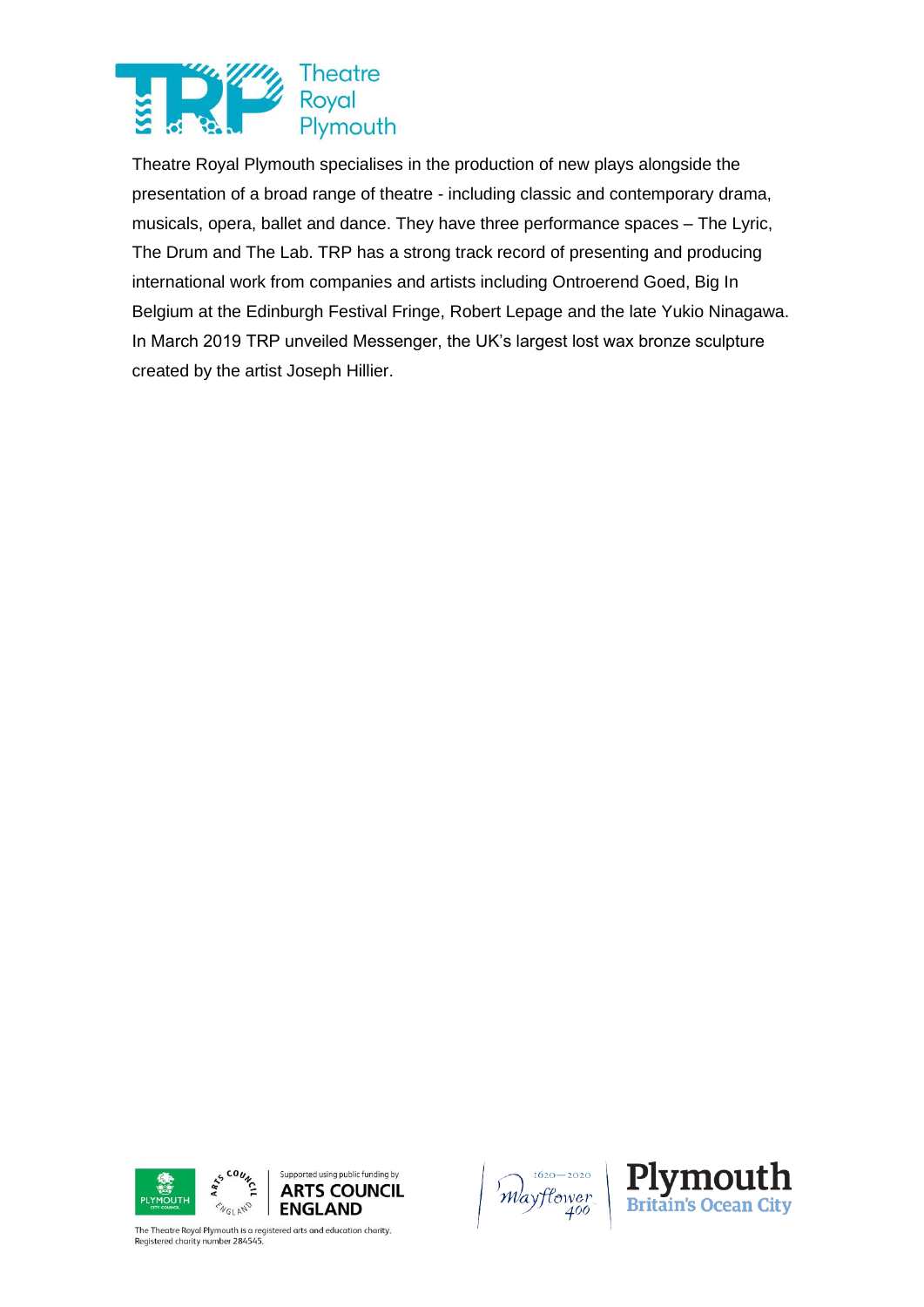Theatre Royal Plymouth

Theatre Royal Plymouth specialises in the production of new plays alongside the presentation of a broad range of theatre - including classic and contemporary drama, musicals, opera, ballet and dance. They have three performance spaces – The Lyric, The Drum and The Lab. TRP has a strong track record of presenting and producing international work from companies and artists including Ontroerend Goed, Big In Belgium at the Edinburgh Festival Fringe, Robert Lepage and the late Yukio Ninagawa. In March 2019 TRP unveiled Messenger, the UK's largest lost wax bronze sculpture created by the artist Joseph Hillier.

Supported using public funding by ARTS COUNCIL ENGLAND

The Theatre Royal Plymouth is a registered arts and education charity. Registered charity number 284545.